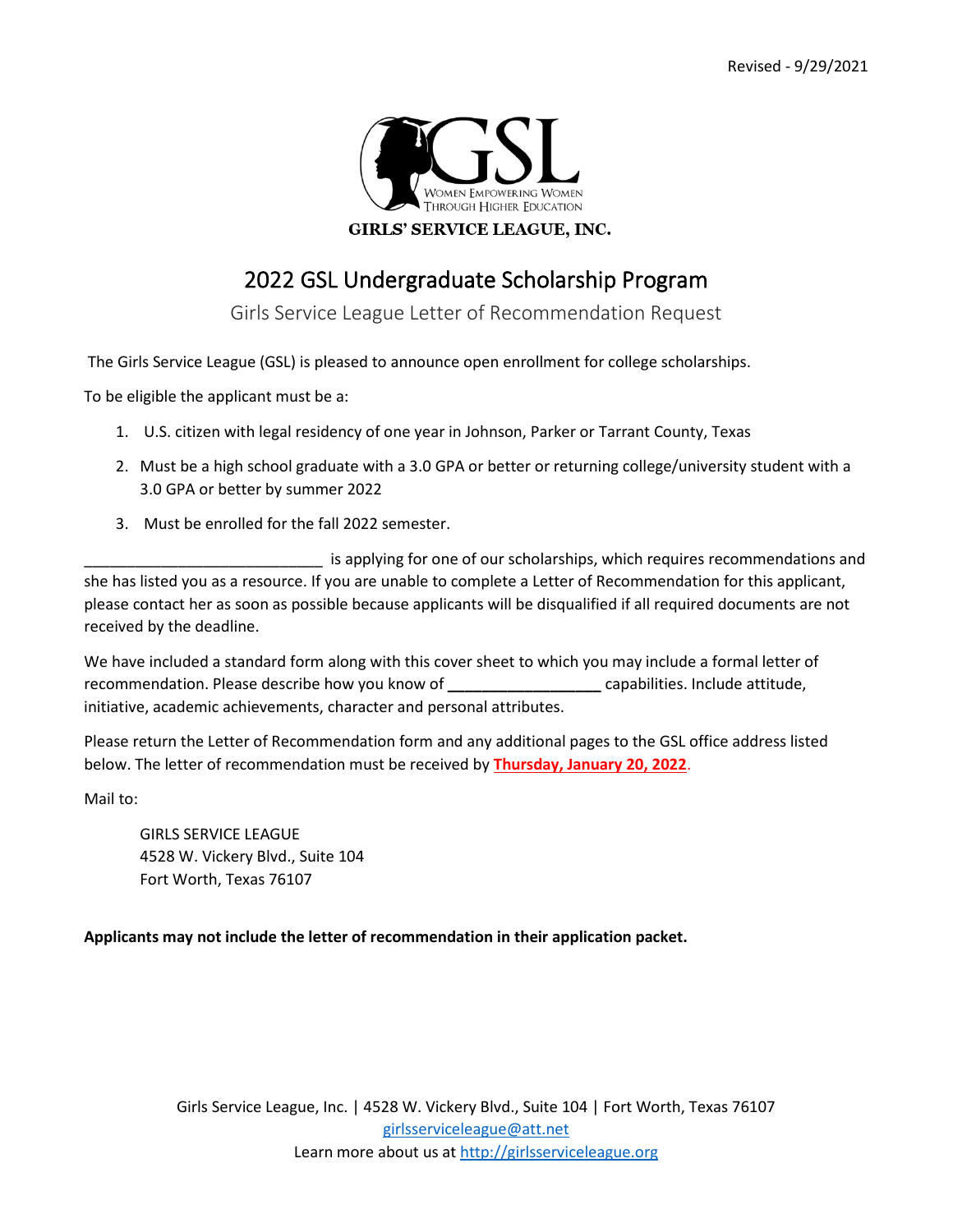Revised - 9/29/2021

GSL

WOMEN EMPOWERING WOMEN THROUGH HIGHER EDUCATION

**GIRLS' SERVICE LEAGUE, INC.**

# 2022 GSL Undergraduate Scholarship Program

## Girls Service League Letter of Recommendation Request

The Girls Service League (GSL) is pleased to announce open enrollment for college scholarships.

To be eligible the applicant must be a:

1. U.S. citizen with legal residency of one year in Johnson, Parker or Tarrant County, Texas
2. Must be a high school graduate with a 3.0 GPA or better or returning college/university student with a 3.0 GPA or better by summer 2022
3. Must be enrolled for the fall 2022 semester.

____________________________ is applying for one of our scholarships, which requires recommendations and she has listed you as a resource. If you are unable to complete a Letter of Recommendation for this applicant, please contact her as soon as possible because applicants will be disqualified if all required documents are not received by the deadline.

We have included a standard form along with this cover sheet to which you may include a formal letter of recommendation. Please describe how you know of __________________ capabilities. Include attitude, initiative, academic achievements, character and personal attributes.

Please return the Letter of Recommendation form and any additional pages to the GSL office address listed below. The letter of recommendation must be received by **Thursday, January 20, 2022**.

Mail to:

GIRLS SERVICE LEAGUE
4528 W. Vickery Blvd., Suite 104
Fort Worth, Texas 76107

**Applicants may not include the letter of recommendation in their application packet.**

Girls Service League, Inc. | 4528 W. Vickery Blvd., Suite 104 | Fort Worth, Texas 76107
girlsserviceleague@att.net
Learn more about us at http://girlsserviceleague.org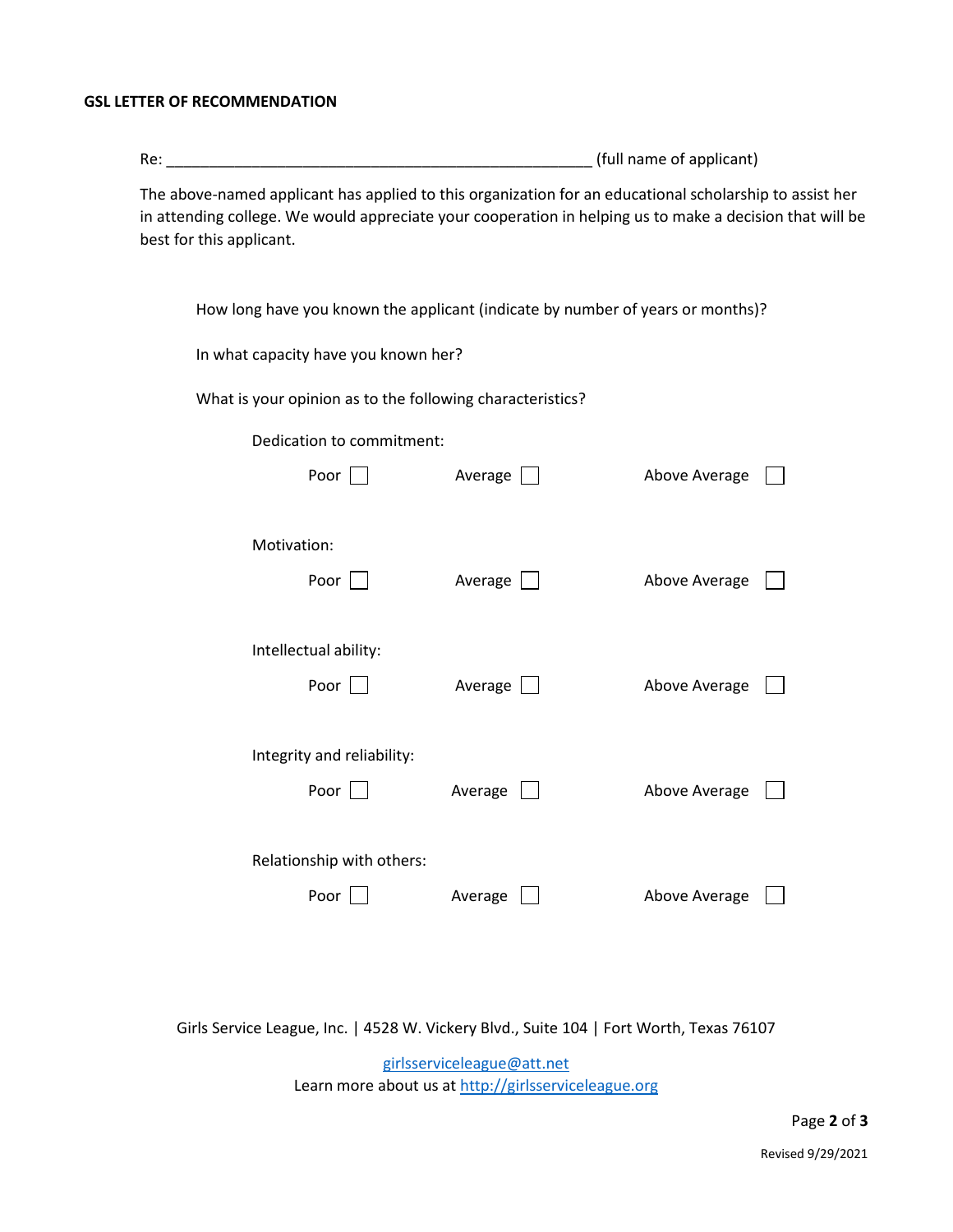**GSL LETTER OF RECOMMENDATION**

Re: \_\_\_\_\_\_\_\_\_\_\_\_\_\_\_\_\_\_\_\_\_\_\_\_\_\_\_\_\_\_\_\_\_\_\_\_\_\_\_\_\_\_\_\_\_\_\_\_\_\_\_\_ (full name of applicant)

The above-named applicant has applied to this organization for an educational scholarship to assist her in attending college. We would appreciate your cooperation in helping us to make a decision that will be best for this applicant.

How long have you known the applicant (indicate by number of years or months)?

In what capacity have you known her?

What is your opinion as to the following characteristics?

Dedication to commitment:

Poor ☐ Average ☐ Above Average ☐

Motivation:

Poor ☐ Average ☐ Above Average ☐

Intellectual ability:

Poor ☐ Average ☐ Above Average ☐

Integrity and reliability:

Poor ☐ Average ☐ Above Average ☐

Relationship with others:

Poor ☐ Average ☐ Above Average ☐

Girls Service League, Inc. | 4528 W. Vickery Blvd., Suite 104 | Fort Worth, Texas 76107

girlsserviceleague@att.net
Learn more about us at http://girlsserviceleague.org

Revised 9/29/2021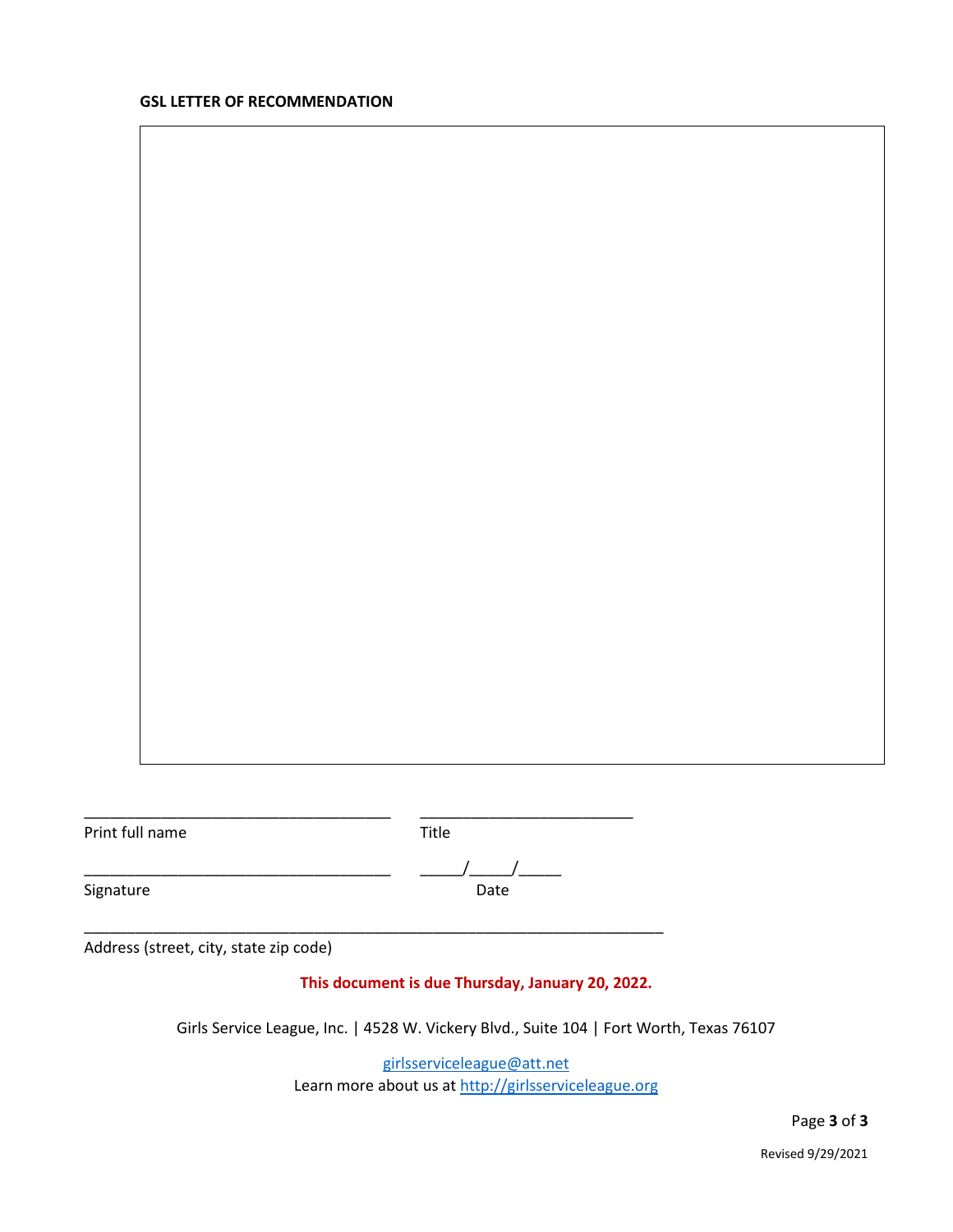**GSL LETTER OF RECOMMENDATION**

____________________________________ _________________________

Print full name Title

____________________________________ _____/_____/_____

Signature Date

____________________________________________________________________

Address (street, city, state zip code)

**This document is due Thursday, January 20, 2022.**

Girls Service League, Inc. | 4528 W. Vickery Blvd., Suite 104 | Fort Worth, Texas 76107

girlsserviceleague@att.net

Learn more about us at http://girlsserviceleague.org

Revised 9/29/2021